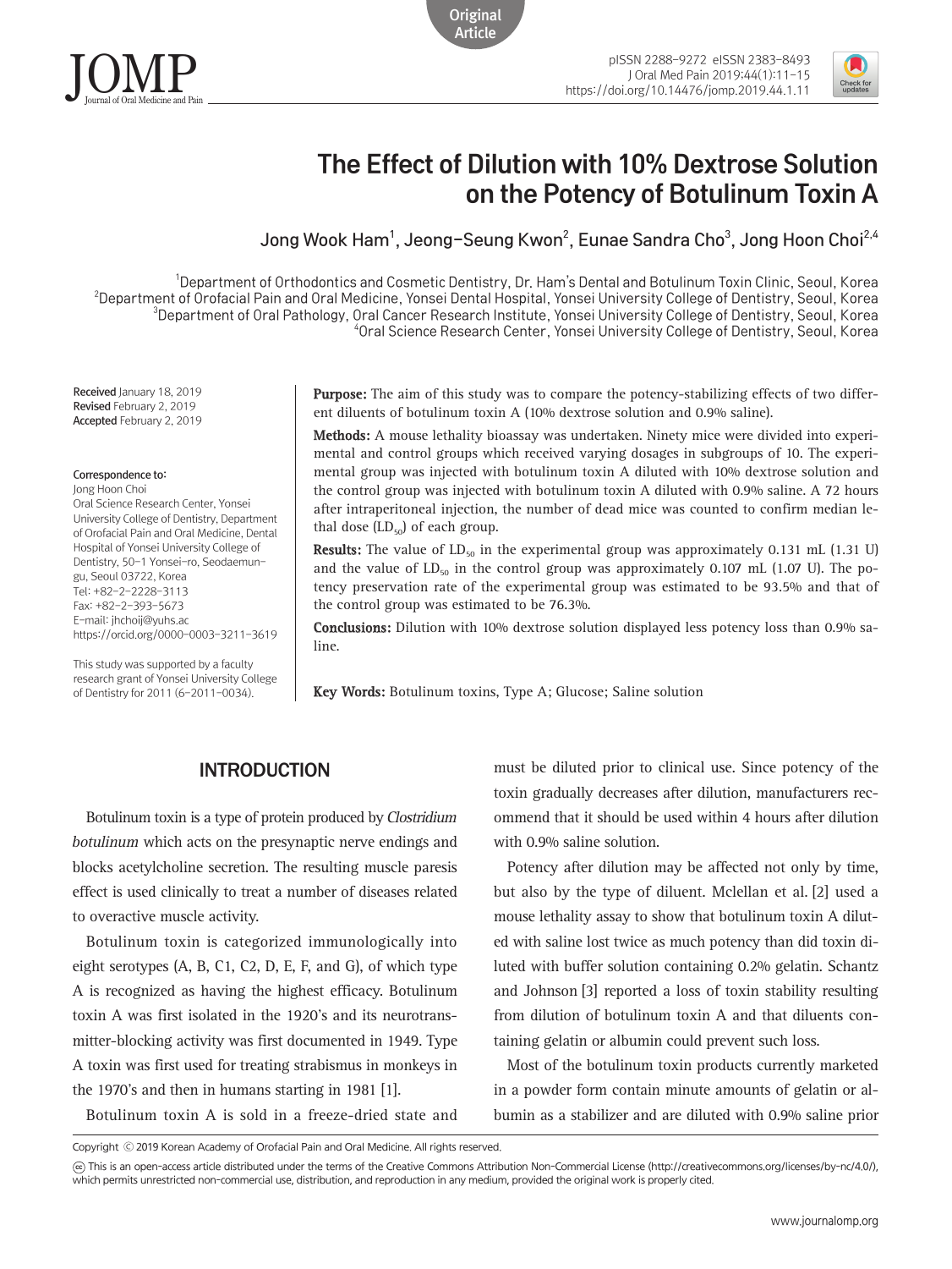Original Article

# The Effect of Dilution with 10% Dextrose Solution on the Potency of Botulinum Toxin A

Jong Wook Ham[1], Jeong-Seung Kwon[2], Eunae Sandra Cho[3], Jong Hoon Choi[2,4]

[1]Department of Orthodontics and Cosmetic Dentistry, Dr. Ham's Dental and Botulinum Toxin Clinic, Seoul, Korea
[2]Department of Orofacial Pain and Oral Medicine, Yonsei Dental Hospital, Yonsei University College of Dentistry, Seoul, Korea
[3]Department of Oral Pathology, Oral Cancer Research Institute, Yonsei University College of Dentistry, Seoul, Korea
[4]Oral Science Research Center, Yonsei University College of Dentistry, Seoul, Korea

**Received** January 18, 2019
**Revised** February 2, 2019
**Accepted** February 2, 2019

**Correspondence to:**
Jong Hoon Choi
Oral Science Research Center, Yonsei University College of Dentistry, Department of Orofacial Pain and Oral Medicine, Dental Hospital of Yonsei University College of Dentistry, 50-1 Yonsei-ro, Seodaemun-gu, Seoul 03722, Korea
Tel: +82-2-2228-3113
Fax: +82-2-393-5673
E-mail: jhchoij@yuhs.ac
https://orcid.org/0000-0003-3211-3619

This study was supported by a faculty research grant of Yonsei University College of Dentistry for 2011 (6-2011-0034).

**Purpose:** The aim of this study was to compare the potency-stabilizing effects of two different diluents of botulinum toxin A (10% dextrose solution and 0.9% saline).

**Methods:** A mouse lethality bioassay was undertaken. Ninety mice were divided into experimental and control groups which received varying dosages in subgroups of 10. The experimental group was injected with botulinum toxin A diluted with 10% dextrose solution and the control group was injected with botulinum toxin A diluted with 0.9% saline. A 72 hours after intraperitoneal injection, the number of dead mice was counted to confirm median lethal dose ($LD_{50}$) of each group.

**Results:** The value of $LD_{50}$ in the experimental group was approximately 0.131 mL (1.31 U) and the value of $LD_{50}$ in the control group was approximately 0.107 mL (1.07 U). The potency preservation rate of the experimental group was estimated to be 93.5% and that of the control group was estimated to be 76.3%.

**Conclusions:** Dilution with 10% dextrose solution displayed less potency loss than 0.9% saline.

**Key Words:** Botulinum toxins, Type A; Glucose; Saline solution

## INTRODUCTION

Botulinum toxin is a type of protein produced by *Clostridium botulinum* which acts on the presynaptic nerve endings and blocks acetylcholine secretion. The resulting muscle paresis effect is used clinically to treat a number of diseases related to overactive muscle activity.

Botulinum toxin is categorized immunologically into eight serotypes (A, B, C1, C2, D, E, F, and G), of which type A is recognized as having the highest efficacy. Botulinum toxin A was first isolated in the 1920's and its neurotransmitter-blocking activity was first documented in 1949. Type A toxin was first used for treating strabismus in monkeys in the 1970's and then in humans starting in 1981 [1].

Botulinum toxin A is sold in a freeze-dried state and must be diluted prior to clinical use. Since potency of the toxin gradually decreases after dilution, manufacturers recommend that it should be used within 4 hours after dilution with 0.9% saline solution.

Potency after dilution may be affected not only by time, but also by the type of diluent. Mclellan et al. [2] used a mouse lethality assay to show that botulinum toxin A diluted with saline lost twice as much potency than did toxin diluted with buffer solution containing 0.2% gelatin. Schantz and Johnson [3] reported a loss of toxin stability resulting from dilution of botulinum toxin A and that diluents containing gelatin or albumin could prevent such loss.

Most of the botulinum toxin products currently marketed in a powder form contain minute amounts of gelatin or albumin as a stabilizer and are diluted with 0.9% saline prior

Copyright © 2019 Korean Academy of Orofacial Pain and Oral Medicine. All rights reserved.

This is an open-access article distributed under the terms of the Creative Commons Attribution Non-Commercial License (http://creativecommons.org/licenses/by-nc/4.0/), which permits unrestricted non-commercial use, distribution, and reproduction in any medium, provided the original work is properly cited.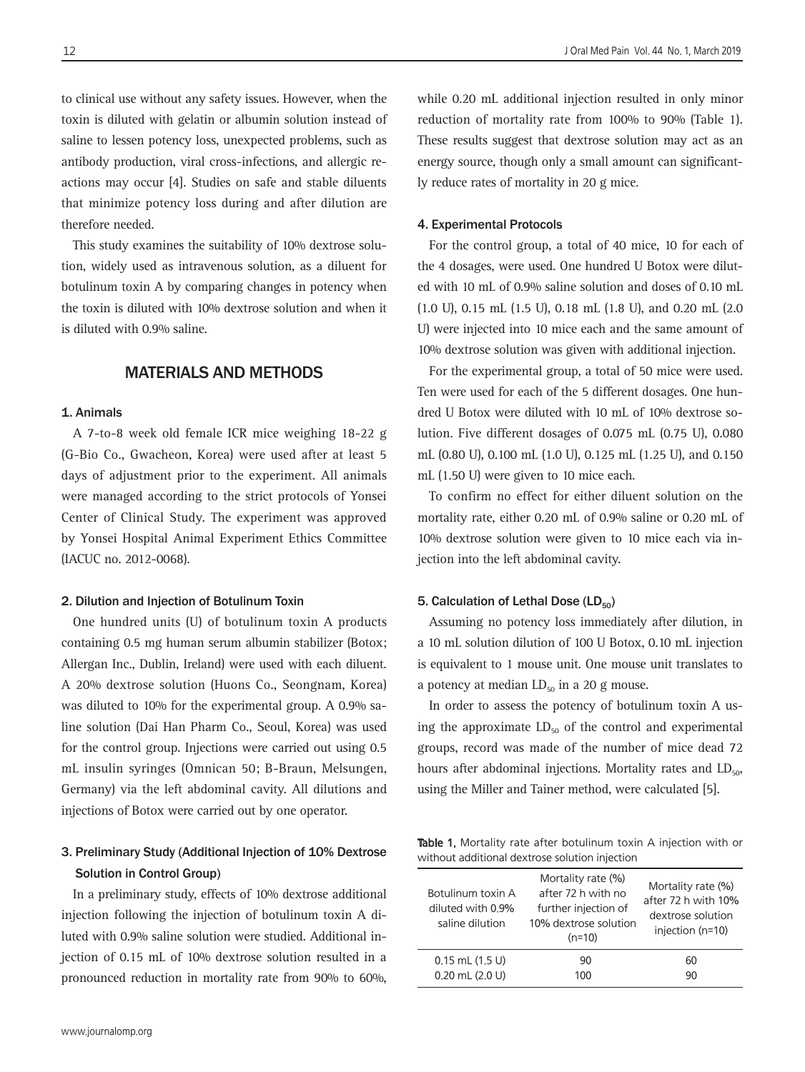to clinical use without any safety issues. However, when the toxin is diluted with gelatin or albumin solution instead of saline to lessen potency loss, unexpected problems, such as antibody production, viral cross-infections, and allergic reactions may occur [4]. Studies on safe and stable diluents that minimize potency loss during and after dilution are therefore needed.

This study examines the suitability of 10% dextrose solution, widely used as intravenous solution, as a diluent for botulinum toxin A by comparing changes in potency when the toxin is diluted with 10% dextrose solution and when it is diluted with 0.9% saline.

## MATERIALS AND METHODS

### 1. Animals

A 7-to-8 week old female ICR mice weighing 18-22 g (G-Bio Co., Gwacheon, Korea) were used after at least 5 days of adjustment prior to the experiment. All animals were managed according to the strict protocols of Yonsei Center of Clinical Study. The experiment was approved by Yonsei Hospital Animal Experiment Ethics Committee (IACUC no. 2012-0068).

### 2. Dilution and Injection of Botulinum Toxin

One hundred units (U) of botulinum toxin A products containing 0.5 mg human serum albumin stabilizer (Botox; Allergan Inc., Dublin, Ireland) were used with each diluent. A 20% dextrose solution (Huons Co., Seongnam, Korea) was diluted to 10% for the experimental group. A 0.9% saline solution (Dai Han Pharm Co., Seoul, Korea) was used for the control group. Injections were carried out using 0.5 mL insulin syringes (Omnican 50; B-Braun, Melsungen, Germany) via the left abdominal cavity. All dilutions and injections of Botox were carried out by one operator.

### 3. Preliminary Study (Additional Injection of 10% Dextrose Solution in Control Group)

In a preliminary study, effects of 10% dextrose additional injection following the injection of botulinum toxin A diluted with 0.9% saline solution were studied. Additional injection of 0.15 mL of 10% dextrose solution resulted in a pronounced reduction in mortality rate from 90% to 60%, while 0.20 mL additional injection resulted in only minor reduction of mortality rate from 100% to 90% (Table 1). These results suggest that dextrose solution may act as an energy source, though only a small amount can significantly reduce rates of mortality in 20 g mice.

### 4. Experimental Protocols

For the control group, a total of 40 mice, 10 for each of the 4 dosages, were used. One hundred U Botox were diluted with 10 mL of 0.9% saline solution and doses of 0.10 mL (1.0 U), 0.15 mL (1.5 U), 0.18 mL (1.8 U), and 0.20 mL (2.0 U) were injected into 10 mice each and the same amount of 10% dextrose solution was given with additional injection.

For the experimental group, a total of 50 mice were used. Ten were used for each of the 5 different dosages. One hundred U Botox were diluted with 10 mL of 10% dextrose solution. Five different dosages of 0.075 mL (0.75 U), 0.080 mL (0.80 U), 0.100 mL (1.0 U), 0.125 mL (1.25 U), and 0.150 mL (1.50 U) were given to 10 mice each.

To confirm no effect for either diluent solution on the mortality rate, either 0.20 mL of 0.9% saline or 0.20 mL of 10% dextrose solution were given to 10 mice each via injection into the left abdominal cavity.

### 5. Calculation of Lethal Dose ($LD_{50}$)

Assuming no potency loss immediately after dilution, in a 10 mL solution dilution of 100 U Botox, 0.10 mL injection is equivalent to 1 mouse unit. One mouse unit translates to a potency at median $LD_{50}$ in a 20 g mouse.

In order to assess the potency of botulinum toxin A using the approximate $LD_{50}$ of the control and experimental groups, record was made of the number of mice dead 72 hours after abdominal injections. Mortality rates and $LD_{50}$, using the Miller and Tainer method, were calculated [5].

**Table 1.** Mortality rate after botulinum toxin A injection with or without additional dextrose solution injection

| Botulinum toxin A diluted with 0.9% saline dilution | Mortality rate (%) after 72 h with no further injection of 10% dextrose solution (n=10) | Mortality rate (%) after 72 h with 10% dextrose solution injection (n=10) |
|---|---|---|
| 0.15 mL (1.5 U) | 90 | 60 |
| 0.20 mL (2.0 U) | 100 | 90 |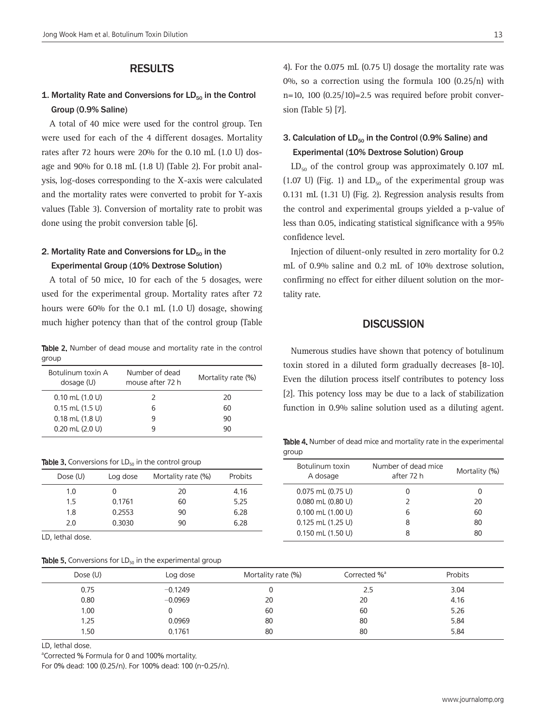## RESULTS

### 1. Mortality Rate and Conversions for $LD_{50}$ in the Control Group (0.9% Saline)

A total of 40 mice were used for the control group. Ten were used for each of the 4 different dosages. Mortality rates after 72 hours were 20% for the 0.10 mL (1.0 U) dosage and 90% for 0.18 mL (1.8 U) (Table 2). For probit analysis, log-doses corresponding to the X-axis were calculated and the mortality rates were converted to probit for Y-axis values (Table 3). Conversion of mortality rate to probit was done using the probit conversion table [6].

### 2. Mortality Rate and Conversions for $LD_{50}$ in the Experimental Group (10% Dextrose Solution)

A total of 50 mice, 10 for each of the 5 dosages, were used for the experimental group. Mortality rates after 72 hours were 60% for the 0.1 mL (1.0 U) dosage, showing much higher potency than that of the control group (Table 4). For the 0.075 mL (0.75 U) dosage the mortality rate was 0%, so a correction using the formula 100 (0.25/n) with n=10, 100 (0.25/10)=2.5 was required before probit conversion (Table 5) [7].

**Table 2.** Number of dead mouse and mortality rate in the control group

| Botulinum toxin A dosage (U) | Number of dead mouse after 72 h | Mortality rate (%) |
|---|---|---|
| 0.10 mL (1.0 U) | 2 | 20 |
| 0.15 mL (1.5 U) | 6 | 60 |
| 0.18 mL (1.8 U) | 9 | 90 |
| 0.20 mL (2.0 U) | 9 | 90 |

**Table 3.** Conversions for $LD_{50}$ in the control group

| Dose (U) | Log dose | Mortality rate (%) | Probits |
|---|---|---|---|
| 1.0 | 0 | 20 | 4.16 |
| 1.5 | 0.1761 | 60 | 5.25 |
| 1.8 | 0.2553 | 90 | 6.28 |
| 2.0 | 0.3030 | 90 | 6.28 |

LD, lethal dose.

### 3. Calculation of $LD_{50}$ in the Control (0.9% Saline) and Experimental (10% Dextrose Solution) Group

$LD_{50}$ of the control group was approximately 0.107 mL (1.07 U) (Fig. 1) and $LD_{50}$ of the experimental group was 0.131 mL (1.31 U) (Fig. 2). Regression analysis results from the control and experimental groups yielded a p-value of less than 0.05, indicating statistical significance with a 95% confidence level.

Injection of diluent-only resulted in zero mortality for 0.2 mL of 0.9% saline and 0.2 mL of 10% dextrose solution, confirming no effect for either diluent solution on the mortality rate.

## DISCUSSION

Numerous studies have shown that potency of botulinum toxin stored in a diluted form gradually decreases [8-10]. Even the dilution process itself contributes to potency loss [2]. This potency loss may be due to a lack of stabilization function in 0.9% saline solution used as a diluting agent.

**Table 4.** Number of dead mice and mortality rate in the experimental group

| Botulinum toxin A dosage | Number of dead mice after 72 h | Mortality (%) |
|---|---|---|
| 0.075 mL (0.75 U) | 0 | 0 |
| 0.080 mL (0.80 U) | 2 | 20 |
| 0.100 mL (1.00 U) | 6 | 60 |
| 0.125 mL (1.25 U) | 8 | 80 |
| 0.150 mL (1.50 U) | 8 | 80 |

**Table 5.** Conversions for $LD_{50}$ in the experimental group

| Dose (U) | Log dose | Mortality rate (%) | Corrected %[a] | Probits |
|---|---|---|---|---|
| 0.75 | −0.1249 | 0 | 2.5 | 3.04 |
| 0.80 | −0.0969 | 20 | 20 | 4.16 |
| 1.00 | 0 | 60 | 60 | 5.26 |
| 1.25 | 0.0969 | 80 | 80 | 5.84 |
| 1.50 | 0.1761 | 80 | 80 | 5.84 |

LD, lethal dose.

[a]Corrected % Formula for 0 and 100% mortality.

For 0% dead: 100 (0.25/n). For 100% dead: 100 (n-0.25/n).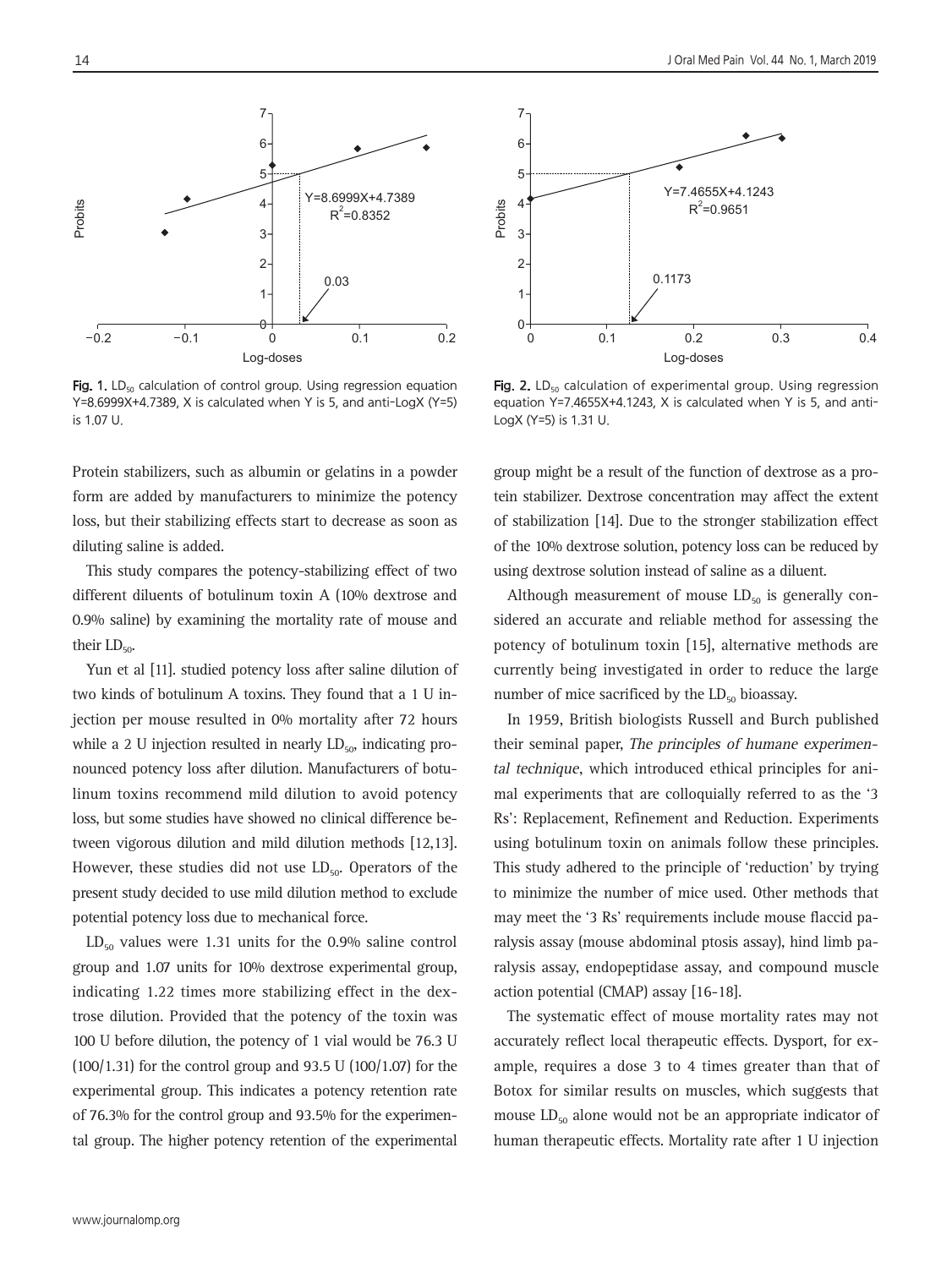Fig. 1. $LD_{50}$ calculation of control group. Using regression equation Y=8.6999X+4.7389, X is calculated when Y is 5, and anti-LogX (Y=5) is 1.07 U.

Fig. 2. $LD_{50}$ calculation of experimental group. Using regression equation Y=7.4655X+4.1243, X is calculated when Y is 5, and anti-LogX (Y=5) is 1.31 U.

Protein stabilizers, such as albumin or gelatins in a powder form are added by manufacturers to minimize the potency loss, but their stabilizing effects start to decrease as soon as diluting saline is added.

This study compares the potency-stabilizing effect of two different diluents of botulinum toxin A (10% dextrose and 0.9% saline) by examining the mortality rate of mouse and their $LD_{50}$.

Yun et al [11]. studied potency loss after saline dilution of two kinds of botulinum A toxins. They found that a 1 U injection per mouse resulted in 0% mortality after 72 hours while a 2 U injection resulted in nearly $LD_{50}$, indicating pronounced potency loss after dilution. Manufacturers of botulinum toxins recommend mild dilution to avoid potency loss, but some studies have showed no clinical difference between vigorous dilution and mild dilution methods [12,13]. However, these studies did not use $LD_{50}$. Operators of the present study decided to use mild dilution method to exclude potential potency loss due to mechanical force.

$LD_{50}$ values were 1.31 units for the 0.9% saline control group and 1.07 units for 10% dextrose experimental group, indicating 1.22 times more stabilizing effect in the dextrose dilution. Provided that the potency of the toxin was 100 U before dilution, the potency of 1 vial would be 76.3 U (100/1.31) for the control group and 93.5 U (100/1.07) for the experimental group. This indicates a potency retention rate of 76.3% for the control group and 93.5% for the experimental group. The higher potency retention of the experimental group might be a result of the function of dextrose as a protein stabilizer. Dextrose concentration may affect the extent of stabilization [14]. Due to the stronger stabilization effect of the 10% dextrose solution, potency loss can be reduced by using dextrose solution instead of saline as a diluent.

Although measurement of mouse $LD_{50}$ is generally considered an accurate and reliable method for assessing the potency of botulinum toxin [15], alternative methods are currently being investigated in order to reduce the large number of mice sacrificed by the $LD_{50}$ bioassay.

In 1959, British biologists Russell and Burch published their seminal paper, *The principles of humane experimental technique*, which introduced ethical principles for animal experiments that are colloquially referred to as the '3 Rs': Replacement, Refinement and Reduction. Experiments using botulinum toxin on animals follow these principles. This study adhered to the principle of 'reduction' by trying to minimize the number of mice used. Other methods that may meet the '3 Rs' requirements include mouse flaccid paralysis assay (mouse abdominal ptosis assay), hind limb paralysis assay, endopeptidase assay, and compound muscle action potential (CMAP) assay [16-18].

The systematic effect of mouse mortality rates may not accurately reflect local therapeutic effects. Dysport, for example, requires a dose 3 to 4 times greater than that of Botox for similar results on muscles, which suggests that mouse $LD_{50}$ alone would not be an appropriate indicator of human therapeutic effects. Mortality rate after 1 U injection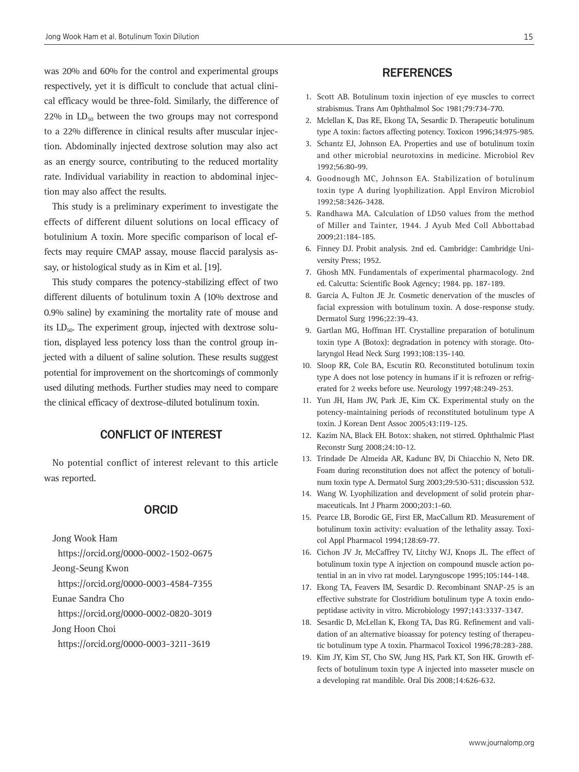was 20% and 60% for the control and experimental groups respectively, yet it is difficult to conclude that actual clinical efficacy would be three-fold. Similarly, the difference of 22% in $LD_{50}$ between the two groups may not correspond to a 22% difference in clinical results after muscular injection. Abdominally injected dextrose solution may also act as an energy source, contributing to the reduced mortality rate. Individual variability in reaction to abdominal injection may also affect the results.

This study is a preliminary experiment to investigate the effects of different diluent solutions on local efficacy of botulinium A toxin. More specific comparison of local effects may require CMAP assay, mouse flaccid paralysis assay, or histological study as in Kim et al. [19].

This study compares the potency-stabilizing effect of two different diluents of botulinum toxin A (10% dextrose and 0.9% saline) by examining the mortality rate of mouse and its $LD_{50}$. The experiment group, injected with dextrose solution, displayed less potency loss than the control group injected with a diluent of saline solution. These results suggest potential for improvement on the shortcomings of commonly used diluting methods. Further studies may need to compare the clinical efficacy of dextrose-diluted botulinum toxin.

## CONFLICT OF INTEREST

No potential conflict of interest relevant to this article was reported.

## ORCID

Jong Wook Ham
https://orcid.org/0000-0002-1502-0675
Jeong-Seung Kwon
https://orcid.org/0000-0003-4584-7355
Eunae Sandra Cho
https://orcid.org/0000-0002-0820-3019
Jong Hoon Choi
https://orcid.org/0000-0003-3211-3619

## REFERENCES

1. Scott AB. Botulinum toxin injection of eye muscles to correct strabismus. Trans Am Ophthalmol Soc 1981;79:734-770.
2. Mclellan K, Das RE, Ekong TA, Sesardic D. Therapeutic botulinum type A toxin: factors affecting potency. Toxicon 1996;34:975-985.
3. Schantz EJ, Johnson EA. Properties and use of botulinum toxin and other microbial neurotoxins in medicine. Microbiol Rev 1992;56:80-99.
4. Goodnough MC, Johnson EA. Stabilization of botulinum toxin type A during lyophilization. Appl Environ Microbiol 1992;58:3426-3428.
5. Randhawa MA. Calculation of LD50 values from the method of Miller and Tainter, 1944. J Ayub Med Coll Abbottabad 2009;21:184-185.
6. Finney DJ. Probit analysis. 2nd ed. Cambridge: Cambridge University Press; 1952.
7. Ghosh MN. Fundamentals of experimental pharmacology. 2nd ed. Calcutta: Scientific Book Agency; 1984. pp. 187-189.
8. Garcia A, Fulton JE Jr. Cosmetic denervation of the muscles of facial expression with botulinum toxin. A dose-response study. Dermatol Surg 1996;22:39-43.
9. Gartlan MG, Hoffman HT. Crystalline preparation of botulinum toxin type A (Botox): degradation in potency with storage. Otolaryngol Head Neck Surg 1993;108:135-140.
10. Sloop RR, Cole BA, Escutin RO. Reconstituted botulinum toxin type A does not lose potency in humans if it is refrozen or refrigerated for 2 weeks before use. Neurology 1997;48:249-253.
11. Yun JH, Ham JW, Park JE, Kim CK. Experimental study on the potency-maintaining periods of reconstituted botulinum type A toxin. J Korean Dent Assoc 2005;43:119-125.
12. Kazim NA, Black EH. Botox: shaken, not stirred. Ophthalmic Plast Reconstr Surg 2008;24:10-12.
13. Trindade De Almeida AR, Kadunc BV, Di Chiacchio N, Neto DR. Foam during reconstitution does not affect the potency of botulinum toxin type A. Dermatol Surg 2003;29:530-531; discussion 532.
14. Wang W. Lyophilization and development of solid protein pharmaceuticals. Int J Pharm 2000;203:1-60.
15. Pearce LB, Borodic GE, First ER, MacCallum RD. Measurement of botulinum toxin activity: evaluation of the lethality assay. Toxicol Appl Pharmacol 1994;128:69-77.
16. Cichon JV Jr, McCaffrey TV, Litchy WJ, Knops JL. The effect of botulinum toxin type A injection on compound muscle action potential in an in vivo rat model. Laryngoscope 1995;105:144-148.
17. Ekong TA, Feavers IM, Sesardic D. Recombinant SNAP-25 is an effective substrate for Clostridium botulinum type A toxin endopeptidase activity in vitro. Microbiology 1997;143:3337-3347.
18. Sesardic D, McLellan K, Ekong TA, Das RG. Refinement and validation of an alternative bioassay for potency testing of therapeutic botulinum type A toxin. Pharmacol Toxicol 1996;78:283-288.
19. Kim JY, Kim ST, Cho SW, Jung HS, Park KT, Son HK. Growth effects of botulinum toxin type A injected into masseter muscle on a developing rat mandible. Oral Dis 2008;14:626-632.